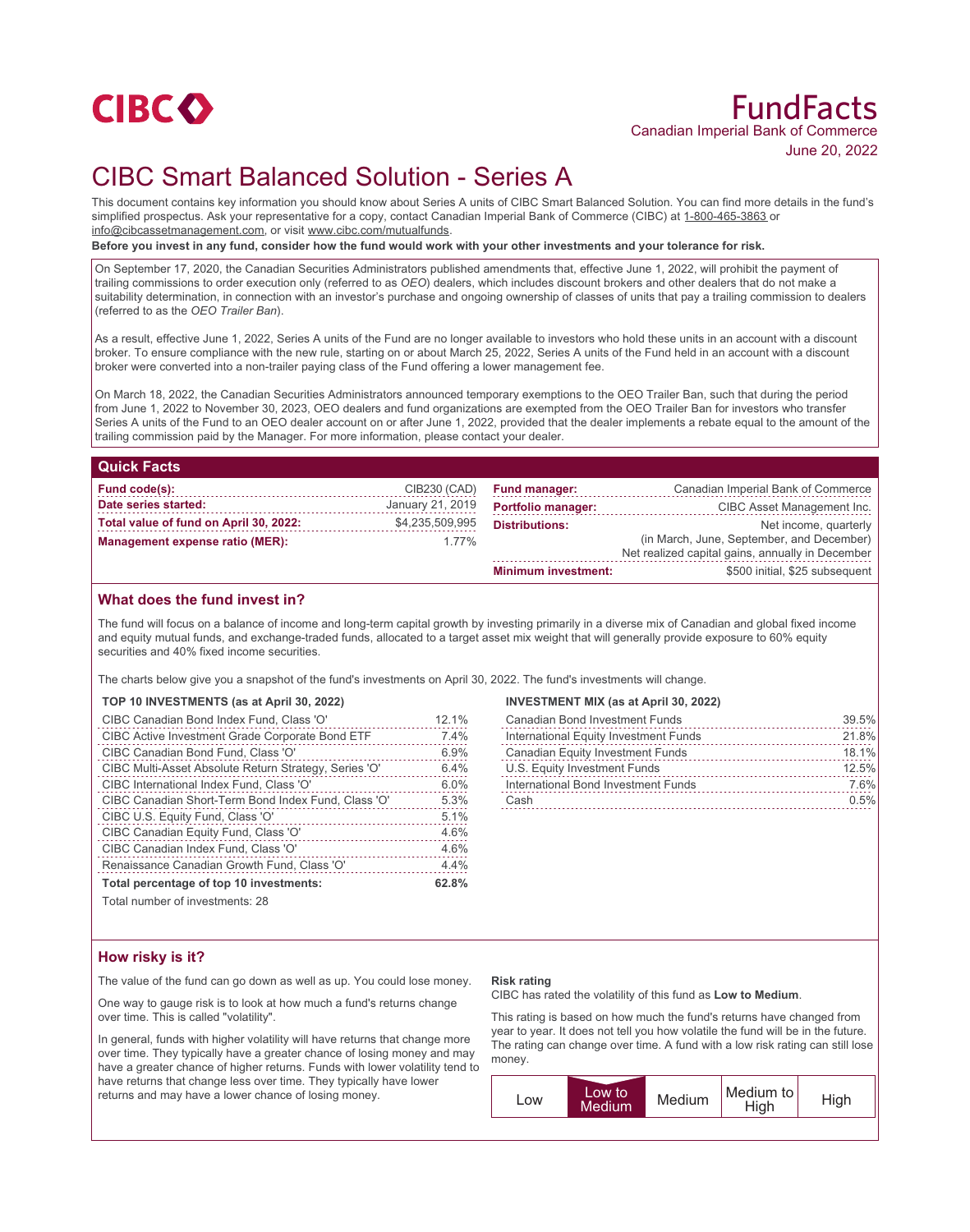CIBC

# FundFacts

Canadian Imperial Bank of Commerce

June 20, 2022

# CIBC Smart Balanced Solution - Series A

This document contains key information you should know about Series A units of CIBC Smart Balanced Solution. You can find more details in the fund's simplified prospectus. Ask your representative for a copy, contact Canadian Imperial Bank of Commerce (CIBC) at 1-800-465-3863 or info@cibcassetmanagement.com, or visit www.cibc.com/mutualfunds.

**Before you invest in any fund, consider how the fund would work with your other investments and your tolerance for risk.**

On September 17, 2020, the Canadian Securities Administrators published amendments that, effective June 1, 2022, will prohibit the payment of trailing commissions to order execution only (referred to as *OEO*) dealers, which includes discount brokers and other dealers that do not make a suitability determination, in connection with an investor's purchase and ongoing ownership of classes of units that pay a trailing commission to dealers (referred to as the *OEO Trailer Ban*).

As a result, effective June 1, 2022, Series A units of the Fund are no longer available to investors who hold these units in an account with a discount broker. To ensure compliance with the new rule, starting on or about March 25, 2022, Series A units of the Fund held in an account with a discount broker were converted into a non-trailer paying class of the Fund offering a lower management fee.

On March 18, 2022, the Canadian Securities Administrators announced temporary exemptions to the OEO Trailer Ban, such that during the period from June 1, 2022 to November 30, 2023, OEO dealers and fund organizations are exempted from the OEO Trailer Ban for investors who transfer Series A units of the Fund to an OEO dealer account on or after June 1, 2022, provided that the dealer implements a rebate equal to the amount of the trailing commission paid by the Manager. For more information, please contact your dealer.

## Quick Facts

| | |
|---|---|
| **Fund code(s):** | CIB230 (CAD) |
| **Date series started:** | January 21, 2019 |
| **Total value of fund on April 30, 2022:** | $4,235,509,995 |
| **Management expense ratio (MER):** | 1.77% |
| **Fund manager:** | Canadian Imperial Bank of Commerce |
| **Portfolio manager:** | CIBC Asset Management Inc. |
| **Distributions:** | Net income, quarterly (in March, June, September, and December) Net realized capital gains, annually in December |
| **Minimum investment:** | $500 initial, $25 subsequent |

## What does the fund invest in?

The fund will focus on a balance of income and long-term capital growth by investing primarily in a diverse mix of Canadian and global fixed income and equity mutual funds, and exchange-traded funds, allocated to a target asset mix weight that will generally provide exposure to 60% equity securities and 40% fixed income securities.

The charts below give you a snapshot of the fund's investments on April 30, 2022. The fund's investments will change.

**TOP 10 INVESTMENTS (as at April 30, 2022)**

| | |
|---|---|
| CIBC Canadian Bond Index Fund, Class 'O' | 12.1% |
| CIBC Active Investment Grade Corporate Bond ETF | 7.4% |
| CIBC Canadian Bond Fund, Class 'O' | 6.9% |
| CIBC Multi-Asset Absolute Return Strategy, Series 'O' | 6.4% |
| CIBC International Index Fund, Class 'O' | 6.0% |
| CIBC Canadian Short-Term Bond Index Fund, Class 'O' | 5.3% |
| CIBC U.S. Equity Fund, Class 'O' | 5.1% |
| CIBC Canadian Equity Fund, Class 'O' | 4.6% |
| CIBC Canadian Index Fund, Class 'O' | 4.6% |
| Renaissance Canadian Growth Fund, Class 'O' | 4.4% |
| **Total percentage of top 10 investments:** | **62.8%** |

Total number of investments: 28

**INVESTMENT MIX (as at April 30, 2022)**

| | |
|---|---|
| Canadian Bond Investment Funds | 39.5% |
| International Equity Investment Funds | 21.8% |
| Canadian Equity Investment Funds | 18.1% |
| U.S. Equity Investment Funds | 12.5% |
| International Bond Investment Funds | 7.6% |
| Cash | 0.5% |

## How risky is it?

The value of the fund can go down as well as up. You could lose money.

One way to gauge risk is to look at how much a fund's returns change over time. This is called "volatility".

In general, funds with higher volatility will have returns that change more over time. They typically have a greater chance of losing money and may have a greater chance of higher returns. Funds with lower volatility tend to have returns that change less over time. They typically have lower returns and may have a lower chance of losing money.

**Risk rating**

CIBC has rated the volatility of this fund as **Low to Medium**.

This rating is based on how much the fund's returns have changed from year to year. It does not tell you how volatile the fund will be in the future. The rating can change over time. A fund with a low risk rating can still lose money.

| Low | **Low to Medium** | Medium | Medium to High | High |
|---|---|---|---|---|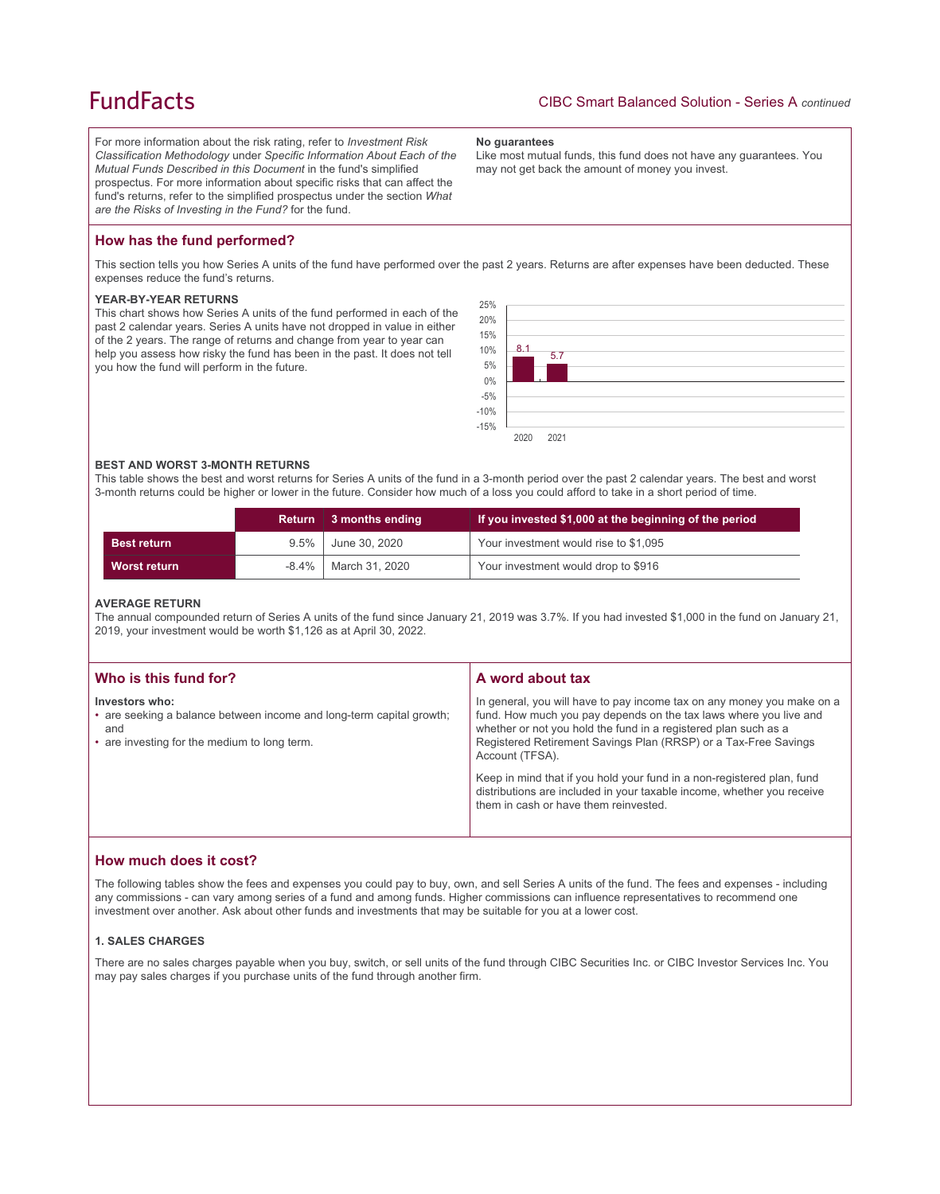For more information about the risk rating, refer to *Investment Risk Classification Methodology* under *Specific Information About Each of the Mutual Funds Described in this Document* in the fund's simplified prospectus. For more information about specific risks that can affect the fund's returns, refer to the simplified prospectus under the section *What are the Risks of Investing in the Fund?* for the fund.

**No guarantees**

Like most mutual funds, this fund does not have any guarantees. You may not get back the amount of money you invest.

## How has the fund performed?

This section tells you how Series A units of the fund have performed over the past 2 years. Returns are after expenses have been deducted. These expenses reduce the fund's returns.

### YEAR-BY-YEAR RETURNS

This chart shows how Series A units of the fund performed in each of the past 2 calendar years. Series A units have not dropped in value in either of the 2 years. The range of returns and change from year to year can help you assess how risky the fund has been in the past. It does not tell you how the fund will perform in the future.

| Year | Return (%) |
|---|---|
| 2020 | 8.1 |
| 2021 | 5.7 |

### BEST AND WORST 3-MONTH RETURNS

This table shows the best and worst returns for Series A units of the fund in a 3-month period over the past 2 calendar years. The best and worst 3-month returns could be higher or lower in the future. Consider how much of a loss you could afford to take in a short period of time.

| | Return | 3 months ending | If you invested $1,000 at the beginning of the period |
|---|---|---|---|
| **Best return** | 9.5% | June 30, 2020 | Your investment would rise to $1,095 |
| **Worst return** | -8.4% | March 31, 2020 | Your investment would drop to $916 |

### AVERAGE RETURN

The annual compounded return of Series A units of the fund since January 21, 2019 was 3.7%. If you had invested $1,000 in the fund on January 21, 2019, your investment would be worth $1,126 as at April 30, 2022.

## Who is this fund for?

**Investors who:**

- are seeking a balance between income and long-term capital growth; and
- are investing for the medium to long term.

## A word about tax

In general, you will have to pay income tax on any money you make on a fund. How much you pay depends on the tax laws where you live and whether or not you hold the fund in a registered plan such as a Registered Retirement Savings Plan (RRSP) or a Tax-Free Savings Account (TFSA).

Keep in mind that if you hold your fund in a non-registered plan, fund distributions are included in your taxable income, whether you receive them in cash or have them reinvested.

## How much does it cost?

The following tables show the fees and expenses you could pay to buy, own, and sell Series A units of the fund. The fees and expenses - including any commissions - can vary among series of a fund and among funds. Higher commissions can influence representatives to recommend one investment over another. Ask about other funds and investments that may be suitable for you at a lower cost.

### 1. SALES CHARGES

There are no sales charges payable when you buy, switch, or sell units of the fund through CIBC Securities Inc. or CIBC Investor Services Inc. You may pay sales charges if you purchase units of the fund through another firm.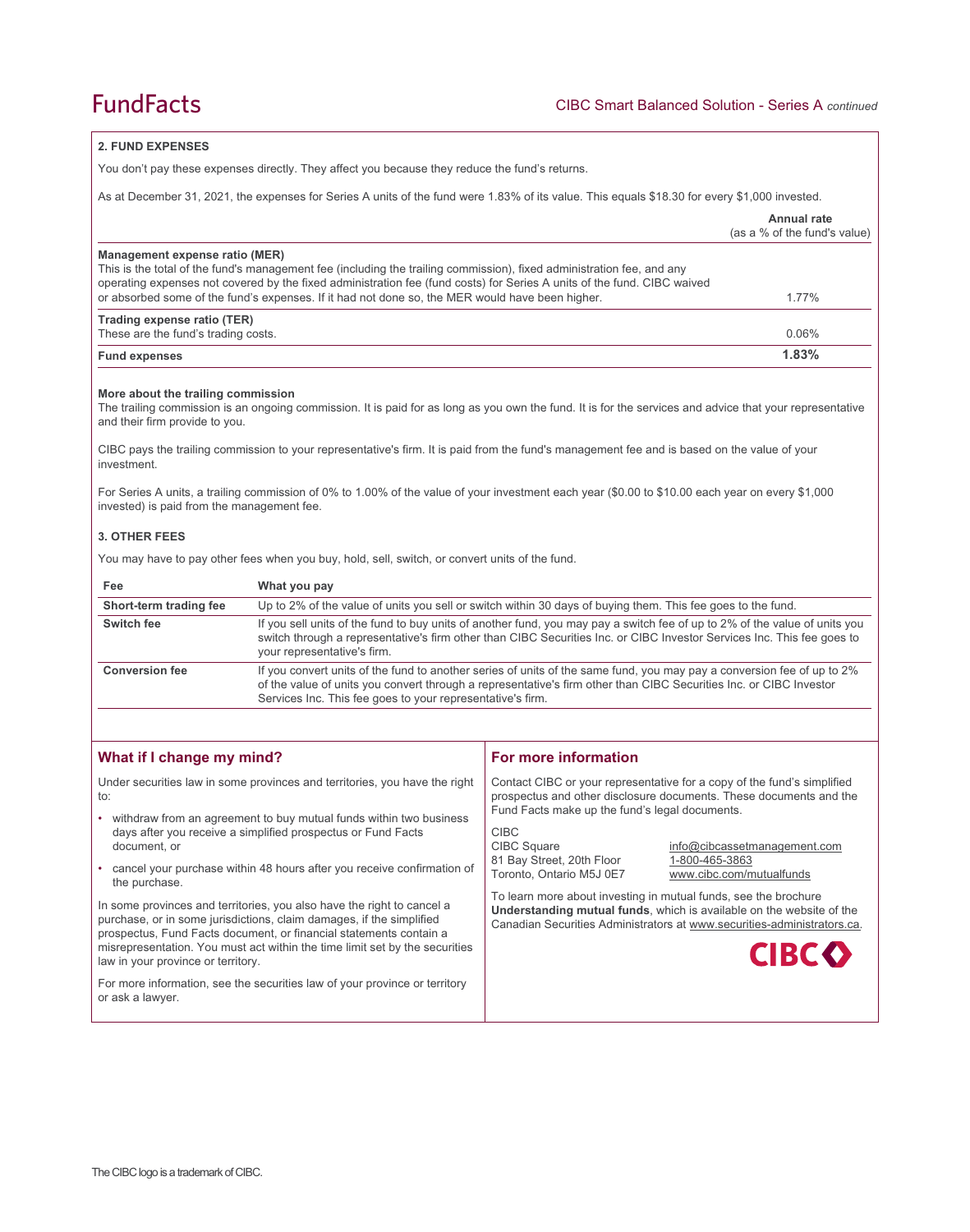## 2. FUND EXPENSES

You don't pay these expenses directly. They affect you because they reduce the fund's returns.

As at December 31, 2021, the expenses for Series A units of the fund were 1.83% of its value. This equals $18.30 for every $1,000 invested.

| | Annual rate (as a % of the fund's value) |
|---|---|
| **Management expense ratio (MER)** This is the total of the fund's management fee (including the trailing commission), fixed administration fee, and any operating expenses not covered by the fixed administration fee (fund costs) for Series A units of the fund. CIBC waived or absorbed some of the fund's expenses. If it had not done so, the MER would have been higher. | 1.77% |
| **Trading expense ratio (TER)** These are the fund's trading costs. | 0.06% |
| **Fund expenses** | **1.83%** |

**More about the trailing commission**

The trailing commission is an ongoing commission. It is paid for as long as you own the fund. It is for the services and advice that your representative and their firm provide to you.

CIBC pays the trailing commission to your representative's firm. It is paid from the fund's management fee and is based on the value of your investment.

For Series A units, a trailing commission of 0% to 1.00% of the value of your investment each year ($0.00 to $10.00 each year on every $1,000 invested) is paid from the management fee.

## 3. OTHER FEES

You may have to pay other fees when you buy, hold, sell, switch, or convert units of the fund.

| Fee | What you pay |
|---|---|
| **Short-term trading fee** | Up to 2% of the value of units you sell or switch within 30 days of buying them. This fee goes to the fund. |
| **Switch fee** | If you sell units of the fund to buy units of another fund, you may pay a switch fee of up to 2% of the value of units you switch through a representative's firm other than CIBC Securities Inc. or CIBC Investor Services Inc. This fee goes to your representative's firm. |
| **Conversion fee** | If you convert units of the fund to another series of units of the same fund, you may pay a conversion fee of up to 2% of the value of units you convert through a representative's firm other than CIBC Securities Inc. or CIBC Investor Services Inc. This fee goes to your representative's firm. |

## What if I change my mind?

Under securities law in some provinces and territories, you have the right to:

- withdraw from an agreement to buy mutual funds within two business days after you receive a simplified prospectus or Fund Facts document, or
- cancel your purchase within 48 hours after you receive confirmation of the purchase.

In some provinces and territories, you also have the right to cancel a purchase, or in some jurisdictions, claim damages, if the simplified prospectus, Fund Facts document, or financial statements contain a misrepresentation. You must act within the time limit set by the securities law in your province or territory.

For more information, see the securities law of your province or territory or ask a lawyer.

## For more information

Contact CIBC or your representative for a copy of the fund's simplified prospectus and other disclosure documents. These documents and the Fund Facts make up the fund's legal documents.

CIBC
CIBC Square
81 Bay Street, 20th Floor
Toronto, Ontario M5J 0E7

info@cibcassetmanagement.com
1-800-465-3863
www.cibc.com/mutualfunds

To learn more about investing in mutual funds, see the brochure **Understanding mutual funds**, which is available on the website of the Canadian Securities Administrators at www.securities-administrators.ca.

CIBC

The CIBC logo is a trademark of CIBC.